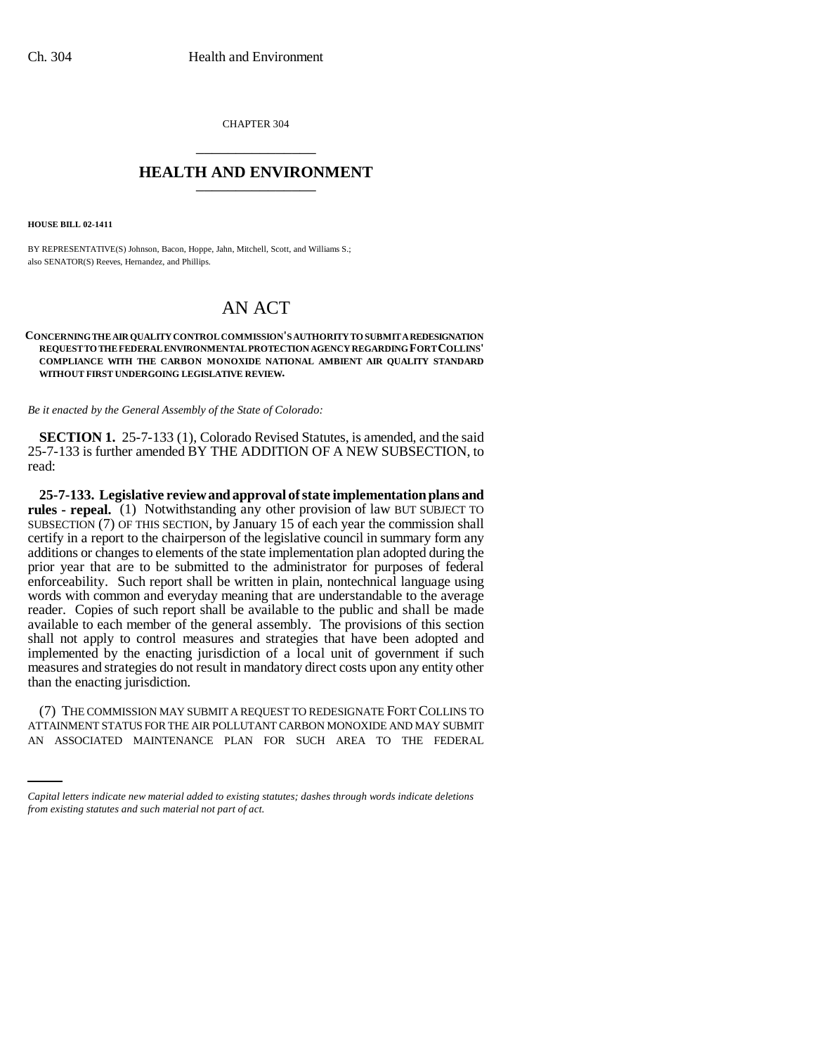CHAPTER 304

# HEALTH AND ENVIRONMENT

**HOUSE BILL 02-1411**

BY REPRESENTATIVE(S) Johnson, Bacon, Hoppe, Jahn, Mitchell, Scott, and Williams S.;
also SENATOR(S) Reeves, Hernandez, and Phillips.

# AN ACT

**CONCERNING THE AIR QUALITY CONTROL COMMISSION'S AUTHORITY TO SUBMIT A REDESIGNATION REQUEST TO THE FEDERAL ENVIRONMENTAL PROTECTION AGENCY REGARDING FORT COLLINS' COMPLIANCE WITH THE CARBON MONOXIDE NATIONAL AMBIENT AIR QUALITY STANDARD WITHOUT FIRST UNDERGOING LEGISLATIVE REVIEW.**

*Be it enacted by the General Assembly of the State of Colorado:*

**SECTION 1.** 25-7-133 (1), Colorado Revised Statutes, is amended, and the said 25-7-133 is further amended BY THE ADDITION OF A NEW SUBSECTION, to read:

**25-7-133. Legislative review and approval of state implementation plans and rules - repeal.** (1) Notwithstanding any other provision of law BUT SUBJECT TO SUBSECTION (7) OF THIS SECTION, by January 15 of each year the commission shall certify in a report to the chairperson of the legislative council in summary form any additions or changes to elements of the state implementation plan adopted during the prior year that are to be submitted to the administrator for purposes of federal enforceability. Such report shall be written in plain, nontechnical language using words with common and everyday meaning that are understandable to the average reader. Copies of such report shall be available to the public and shall be made available to each member of the general assembly. The provisions of this section shall not apply to control measures and strategies that have been adopted and implemented by the enacting jurisdiction of a local unit of government if such measures and strategies do not result in mandatory direct costs upon any entity other than the enacting jurisdiction.

(7) THE COMMISSION MAY SUBMIT A REQUEST TO REDESIGNATE FORT COLLINS TO ATTAINMENT STATUS FOR THE AIR POLLUTANT CARBON MONOXIDE AND MAY SUBMIT AN ASSOCIATED MAINTENANCE PLAN FOR SUCH AREA TO THE FEDERAL

*Capital letters indicate new material added to existing statutes; dashes through words indicate deletions from existing statutes and such material not part of act.*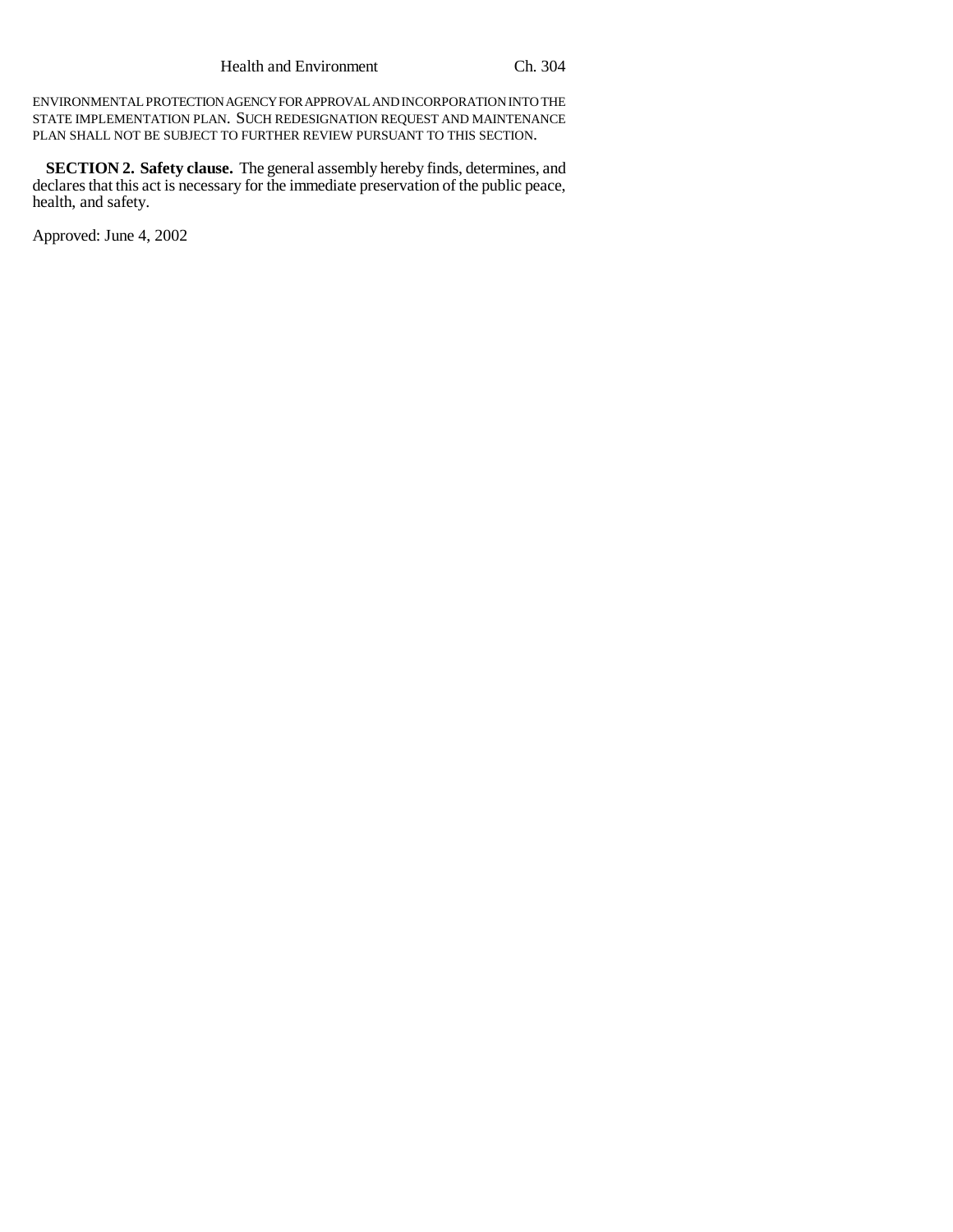ENVIRONMENTAL PROTECTION AGENCY FOR APPROVAL AND INCORPORATION INTO THE STATE IMPLEMENTATION PLAN. SUCH REDESIGNATION REQUEST AND MAINTENANCE PLAN SHALL NOT BE SUBJECT TO FURTHER REVIEW PURSUANT TO THIS SECTION.

**SECTION 2. Safety clause.** The general assembly hereby finds, determines, and declares that this act is necessary for the immediate preservation of the public peace, health, and safety.

Approved: June 4, 2002